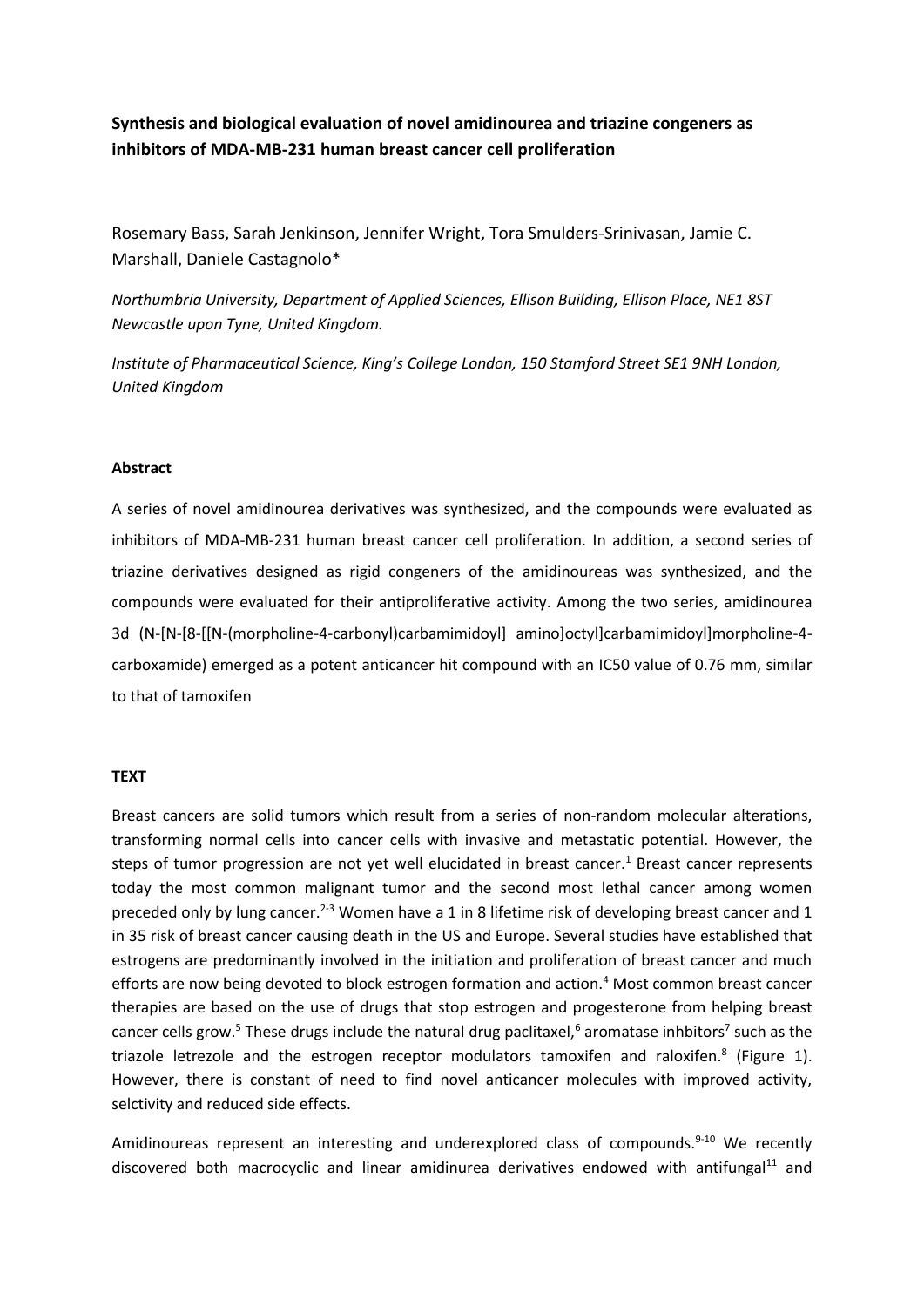**Synthesis and biological evaluation of novel amidinourea and triazine congeners as inhibitors of MDA-MB-231 human breast cancer cell proliferation**

Rosemary Bass, Sarah Jenkinson, Jennifer Wright, Tora Smulders-Srinivasan, Jamie C. Marshall, Daniele Castagnolo*

*Northumbria University, Department of Applied Sciences, Ellison Building, Ellison Place, NE1 8ST Newcastle upon Tyne, United Kingdom.*

*Institute of Pharmaceutical Science, King's College London, 150 Stamford Street SE1 9NH London, United Kingdom*

**Abstract**

A series of novel amidinourea derivatives was synthesized, and the compounds were evaluated as inhibitors of MDA-MB-231 human breast cancer cell proliferation. In addition, a second series of triazine derivatives designed as rigid congeners of the amidinoureas was synthesized, and the compounds were evaluated for their antiproliferative activity. Among the two series, amidinourea 3d (N-[N-[8-[[N-(morpholine-4-carbonyl)carbamimidoyl] amino]octyl]carbamimidoyl]morpholine-4-carboxamide) emerged as a potent anticancer hit compound with an IC50 value of 0.76 mm, similar to that of tamoxifen

**TEXT**

Breast cancers are solid tumors which result from a series of non-random molecular alterations, transforming normal cells into cancer cells with invasive and metastatic potential. However, the steps of tumor progression are not yet well elucidated in breast cancer.[1] Breast cancer represents today the most common malignant tumor and the second most lethal cancer among women preceded only by lung cancer.[2-3] Women have a 1 in 8 lifetime risk of developing breast cancer and 1 in 35 risk of breast cancer causing death in the US and Europe. Several studies have established that estrogens are predominantly involved in the initiation and proliferation of breast cancer and much efforts are now being devoted to block estrogen formation and action.[4] Most common breast cancer therapies are based on the use of drugs that stop estrogen and progesterone from helping breast cancer cells grow.[5] These drugs include the natural drug paclitaxel,[6] aromatase inhbitors[7] such as the triazole letrezole and the estrogen receptor modulators tamoxifen and raloxifen.[8] (Figure 1). However, there is constant of need to find novel anticancer molecules with improved activity, selctivity and reduced side effects.

Amidinoureas represent an interesting and underexplored class of compounds.[9-10] We recently discovered both macrocyclic and linear amidinurea derivatives endowed with antifungal[11] and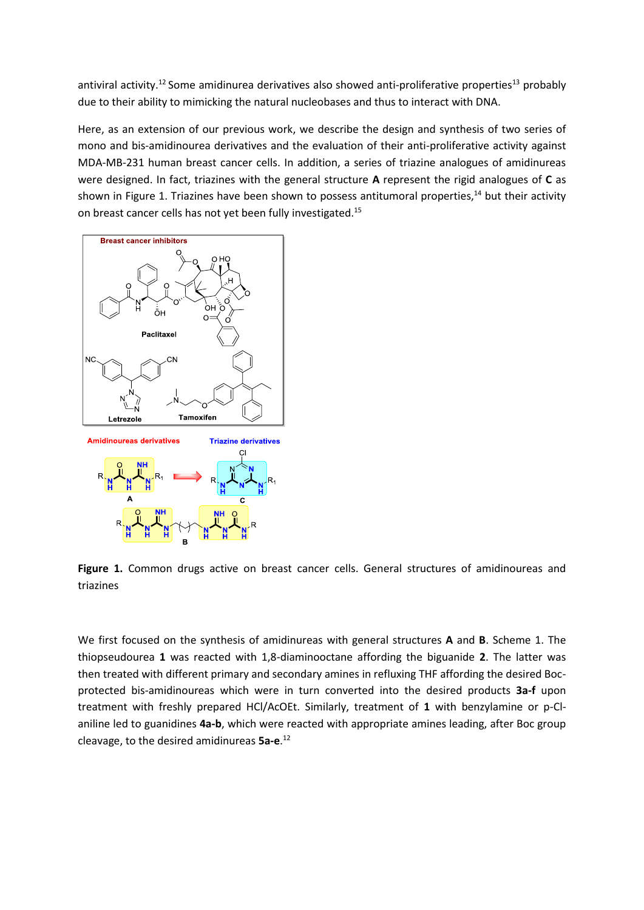antiviral activity.[12] Some amidinurea derivatives also showed anti-proliferative properties[13] probably due to their ability to mimicking the natural nucleobases and thus to interact with DNA.

Here, as an extension of our previous work, we describe the design and synthesis of two series of mono and bis-amidinourea derivatives and the evaluation of their anti-proliferative activity against MDA-MB-231 human breast cancer cells. In addition, a series of triazine analogues of amidinureas were designed. In fact, triazines with the general structure **A** represent the rigid analogues of **C** as shown in Figure 1. Triazines have been shown to possess antitumoral properties,[14] but their activity on breast cancer cells has not yet been fully investigated.[15]

**Figure 1.** Common drugs active on breast cancer cells. General structures of amidinoureas and triazines

We first focused on the synthesis of amidinureas with general structures **A** and **B**. Scheme 1. The thiopseudourea **1** was reacted with 1,8-diaminooctane affording the biguanide **2**. The latter was then treated with different primary and secondary amines in refluxing THF affording the desired Boc-protected bis-amidinoureas which were in turn converted into the desired products **3a-f** upon treatment with freshly prepared HCl/AcOEt. Similarly, treatment of **1** with benzylamine or p-Cl-aniline led to guanidines **4a-b**, which were reacted with appropriate amines leading, after Boc group cleavage, to the desired amidinureas **5a-e**.[12]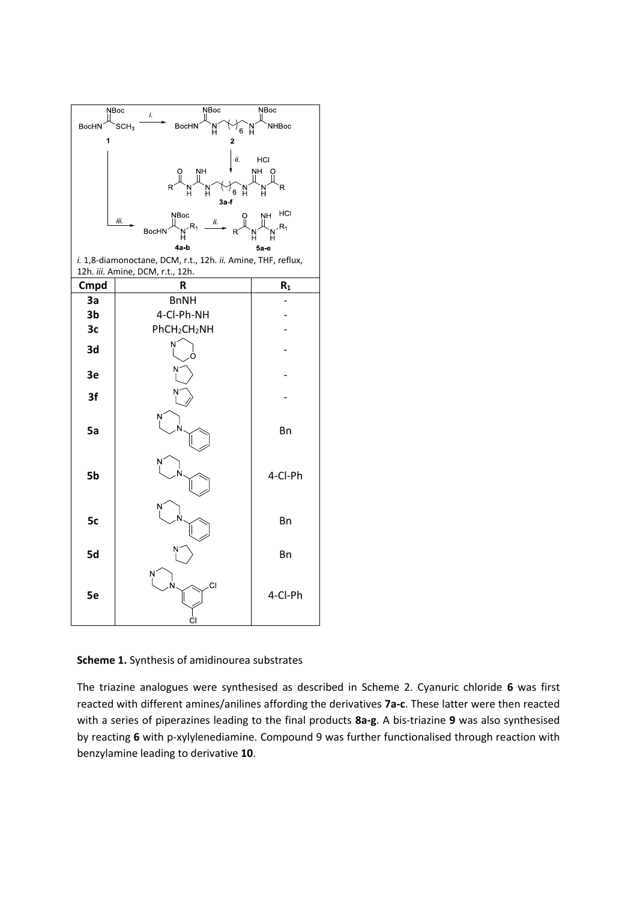*i.* 1,8-diamonoctane, DCM, r.t., 12h. *ii.* Amine, THF, reflux, 12h. *iii.* Amine, DCM, r.t., 12h.

| Cmpd | R | $R_1$ |
|---|---|---|
| 3a | BnNH | - |
| 3b | 4-Cl-Ph-NH | - |
| 3c | $PhCH_2CH_2NH$ | - |
| 3d | | - |
| 3e | | - |
| 3f | | - |
| 5a | | Bn |
| 5b | | 4-Cl-Ph |
| 5c | | Bn |
| 5d | | Bn |
| 5e | | 4-Cl-Ph |

**Scheme 1.** Synthesis of amidinourea substrates

The triazine analogues were synthesised as described in Scheme 2. Cyanuric chloride **6** was first reacted with different amines/anilines affording the derivatives **7a-c**. These latter were then reacted with a series of piperazines leading to the final products **8a-g**. A bis-triazine **9** was also synthesised by reacting **6** with p-xylylenediamine. Compound 9 was further functionalised through reaction with benzylamine leading to derivative **10**.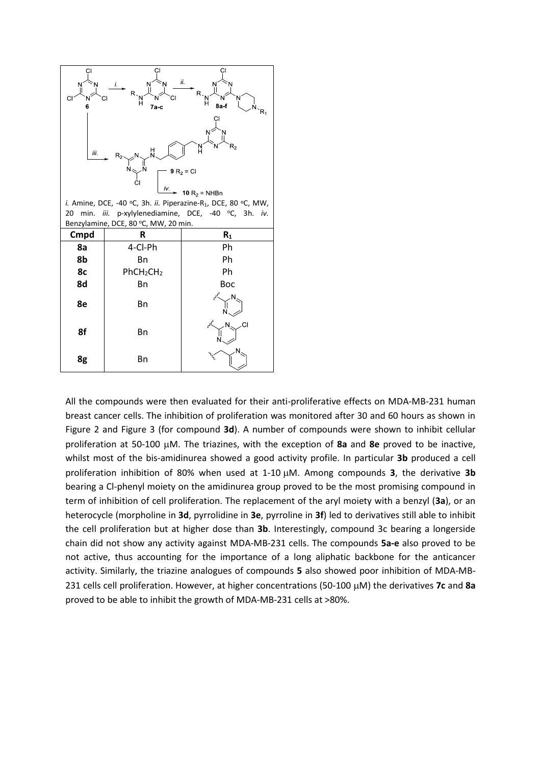*i.* Amine, DCE, -40 °C, 3h. *ii.* Piperazine-$R_1$, DCE, 80 °C, MW, 20 min. *iii.* p-xylylenediamine, DCE, -40 °C, 3h. *iv.* Benzylamine, DCE, 80 °C, MW, 20 min.

| Cmpd | R | $R_1$ |
|---|---|---|
| 8a | 4-Cl-Ph | Ph |
| 8b | Bn | Ph |
| 8c | $PhCH_2CH_2$ | Ph |
| 8d | Bn | Boc |
| 8e | Bn | 2-pyrimidinyl |
| 8f | Bn | 4-chloro-2-pyrimidinyl |
| 8g | Bn | 2-pyridylmethyl |

All the compounds were then evaluated for their anti-proliferative effects on MDA-MB-231 human breast cancer cells. The inhibition of proliferation was monitored after 30 and 60 hours as shown in Figure 2 and Figure 3 (for compound **3d**). A number of compounds were shown to inhibit cellular proliferation at 50-100 μM. The triazines, with the exception of **8a** and **8e** proved to be inactive, whilst most of the bis-amidinurea showed a good activity profile. In particular **3b** produced a cell proliferation inhibition of 80% when used at 1-10 μM. Among compounds **3**, the derivative **3b** bearing a Cl-phenyl moiety on the amidinurea group proved to be the most promising compound in term of inhibition of cell proliferation. The replacement of the aryl moiety with a benzyl (**3a**), or an heterocycle (morpholine in **3d**, pyrrolidine in **3e**, pyrroline in **3f**) led to derivatives still able to inhibit the cell proliferation but at higher dose than **3b**. Interestingly, compound 3c bearing a longerside chain did not show any activity against MDA-MB-231 cells. The compounds **5a-e** also proved to be not active, thus accounting for the importance of a long aliphatic backbone for the anticancer activity. Similarly, the triazine analogues of compounds **5** also showed poor inhibition of MDA-MB-231 cells cell proliferation. However, at higher concentrations (50-100 μM) the derivatives **7c** and **8a** proved to be able to inhibit the growth of MDA-MB-231 cells at >80%.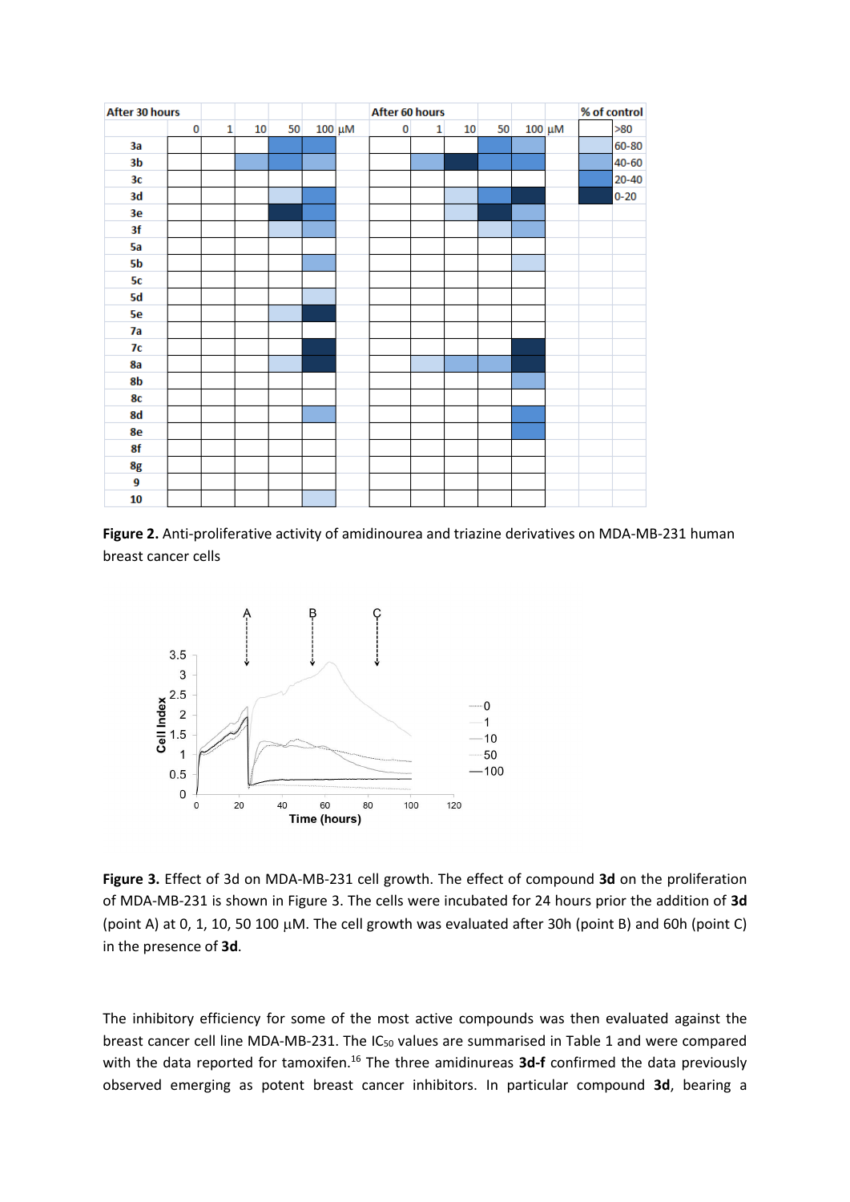**Figure 2.** Anti-proliferative activity of amidinourea and triazine derivatives on MDA-MB-231 human breast cancer cells

**Figure 3.** Effect of 3d on MDA-MB-231 cell growth. The effect of compound **3d** on the proliferation of MDA-MB-231 is shown in Figure 3. The cells were incubated for 24 hours prior the addition of **3d** (point A) at 0, 1, 10, 50 100 μM. The cell growth was evaluated after 30h (point B) and 60h (point C) in the presence of **3d**.

The inhibitory efficiency for some of the most active compounds was then evaluated against the breast cancer cell line MDA-MB-231. The $IC_{50}$ values are summarised in Table 1 and were compared with the data reported for tamoxifen.[16] The three amidinureas **3d-f** confirmed the data previously observed emerging as potent breast cancer inhibitors. In particular compound **3d**, bearing a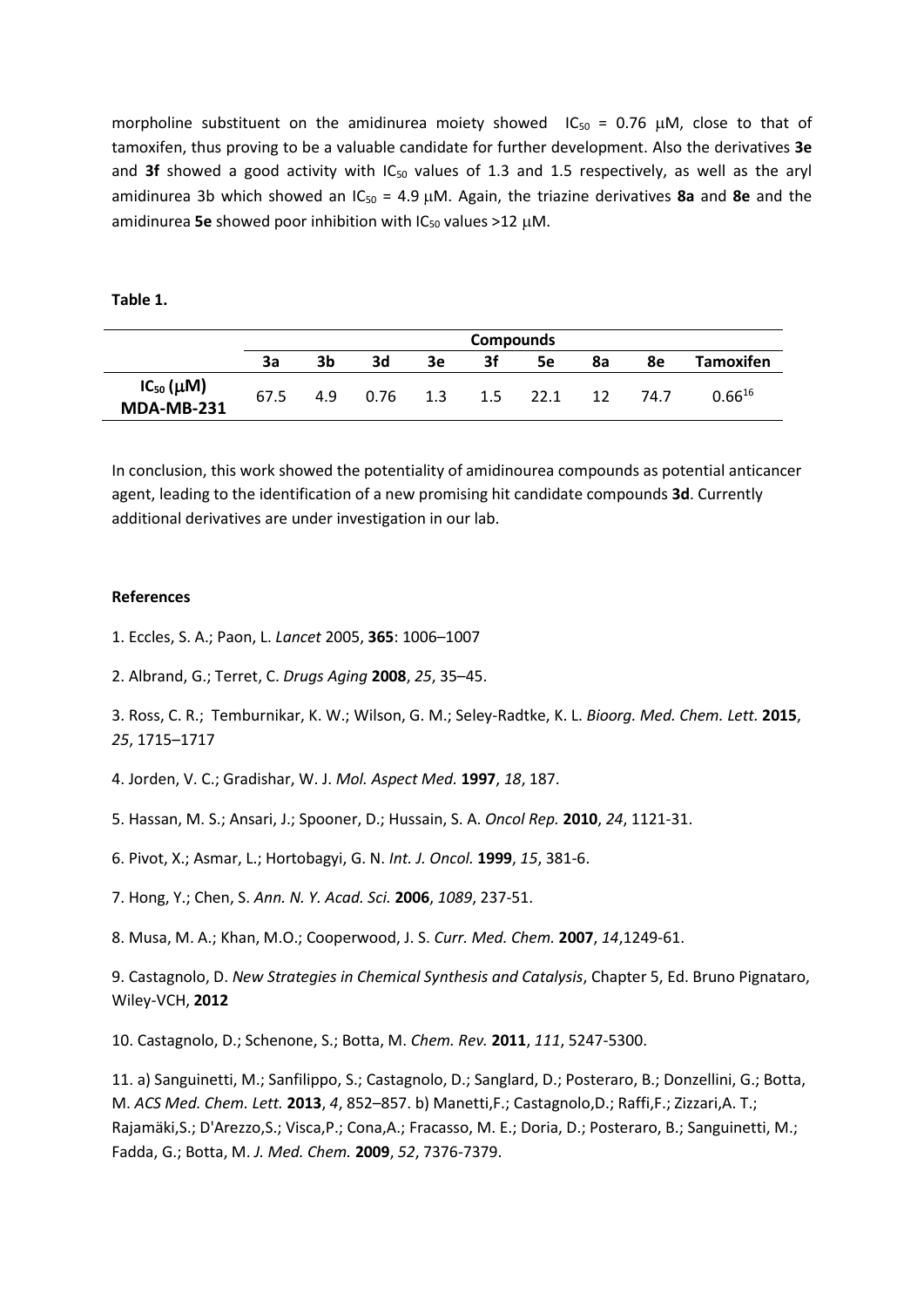morpholine substituent on the amidinurea moiety showed $IC_{50}$ = 0.76 μM, close to that of tamoxifen, thus proving to be a valuable candidate for further development. Also the derivatives **3e** and **3f** showed a good activity with $IC_{50}$ values of 1.3 and 1.5 respectively, as well as the aryl amidinurea 3b which showed an $IC_{50}$ = 4.9 μM. Again, the triazine derivatives **8a** and **8e** and the amidinurea **5e** showed poor inhibition with $IC_{50}$ values >12 μM.

**Table 1.**

| | Compounds | | | | | | | | |
|---|---|---|---|---|---|---|---|---|---|
| | **3a** | **3b** | **3d** | **3e** | **3f** | **5e** | **8a** | **8e** | **Tamoxifen** |
| **$IC_{50}$ (μM) MDA-MB-231** | 67.5 | 4.9 | 0.76 | 1.3 | 1.5 | 22.1 | 12 | 74.7 | 0.66[16] |

In conclusion, this work showed the potentiality of amidinourea compounds as potential anticancer agent, leading to the identification of a new promising hit candidate compounds **3d**. Currently additional derivatives are under investigation in our lab.

**References**

1. Eccles, S. A.; Paon, L. *Lancet* 2005, **365**: 1006–1007

2. Albrand, G.; Terret, C. *Drugs Aging* **2008**, *25*, 35–45.

3. Ross, C. R.; Temburnikar, K. W.; Wilson, G. M.; Seley-Radtke, K. L. *Bioorg. Med. Chem. Lett.* **2015**, *25*, 1715–1717

4. Jorden, V. C.; Gradishar, W. J. *Mol. Aspect Med.* **1997**, *18*, 187.

5. Hassan, M. S.; Ansari, J.; Spooner, D.; Hussain, S. A. *Oncol Rep.* **2010**, *24*, 1121-31.

6. Pivot, X.; Asmar, L.; Hortobagyi, G. N. *Int. J. Oncol.* **1999**, *15*, 381-6.

7. Hong, Y.; Chen, S. *Ann. N. Y. Acad. Sci.* **2006**, *1089*, 237-51.

8. Musa, M. A.; Khan, M.O.; Cooperwood, J. S. *Curr. Med. Chem.* **2007**, *14*,1249-61.

9. Castagnolo, D. *New Strategies in Chemical Synthesis and Catalysis*, Chapter 5, Ed. Bruno Pignataro, Wiley-VCH, **2012**

10. Castagnolo, D.; Schenone, S.; Botta, M. *Chem. Rev.* **2011**, *111*, 5247-5300.

11. a) Sanguinetti, M.; Sanfilippo, S.; Castagnolo, D.; Sanglard, D.; Posteraro, B.; Donzellini, G.; Botta, M. *ACS Med. Chem. Lett.* **2013**, *4*, 852–857. b) Manetti,F.; Castagnolo,D.; Raffi,F.; Zizzari,A. T.; Rajamäki,S.; D'Arezzo,S.; Visca,P.; Cona,A.; Fracasso, M. E.; Doria, D.; Posteraro, B.; Sanguinetti, M.; Fadda, G.; Botta, M. *J. Med. Chem.* **2009**, *52*, 7376-7379.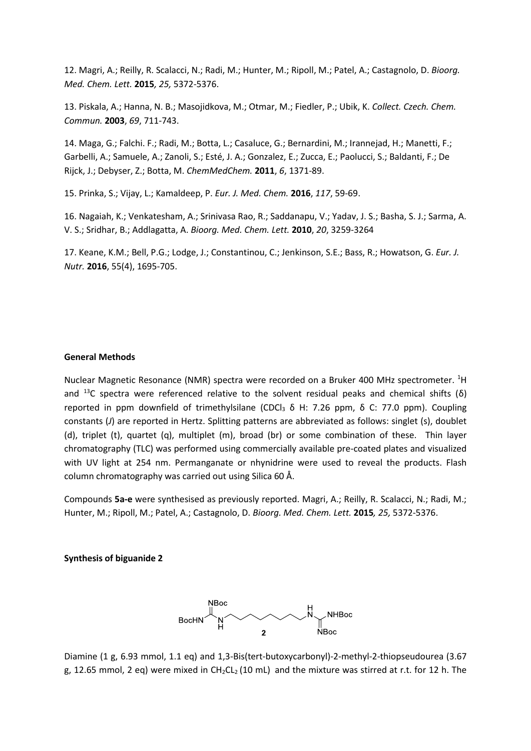12. Magri, A.; Reilly, R. Scalacci, N.; Radi, M.; Hunter, M.; Ripoll, M.; Patel, A.; Castagnolo, D. *Bioorg. Med. Chem. Lett.* **2015***, 25,* 5372-5376.

13. Piskala, A.; Hanna, N. B.; Masojidkova, M.; Otmar, M.; Fiedler, P.; Ubik, K. *Collect. Czech. Chem. Commun.* **2003**, *69*, 711-743.

14. Maga, G.; Falchi. F.; Radi, M.; Botta, L.; Casaluce, G.; Bernardini, M.; Irannejad, H.; Manetti, F.; Garbelli, A.; Samuele, A.; Zanoli, S.; Esté, J. A.; Gonzalez, E.; Zucca, E.; Paolucci, S.; Baldanti, F.; De Rijck, J.; Debyser, Z.; Botta, M. *ChemMedChem.* **2011**, *6*, 1371-89.

15. Prinka, S.; Vijay, L.; Kamaldeep, P. *Eur. J. Med. Chem.* **2016**, *117*, 59-69.

16. Nagaiah, K.; Venkatesham, A.; Srinivasa Rao, R.; Saddanapu, V.; Yadav, J. S.; Basha, S. J.; Sarma, A. V. S.; Sridhar, B.; Addlagatta, A. *Bioorg. Med. Chem. Lett.* **2010**, *20*, 3259-3264

17. Keane, K.M.; Bell, P.G.; Lodge, J.; Constantinou, C.; Jenkinson, S.E.; Bass, R.; Howatson, G. *Eur. J. Nutr.* **2016**, 55(4), 1695-705.

**General Methods**

Nuclear Magnetic Resonance (NMR) spectra were recorded on a Bruker 400 MHz spectrometer. $^{1}H$ and $^{13}C$ spectra were referenced relative to the solvent residual peaks and chemical shifts (δ) reported in ppm downfield of trimethylsilane ($CDCl_3$ δ H: 7.26 ppm, δ C: 77.0 ppm). Coupling constants (*J*) are reported in Hertz. Splitting patterns are abbreviated as follows: singlet (s), doublet (d), triplet (t), quartet (q), multiplet (m), broad (br) or some combination of these. Thin layer chromatography (TLC) was performed using commercially available pre-coated plates and visualized with UV light at 254 nm. Permanganate or nhynidrine were used to reveal the products. Flash column chromatography was carried out using Silica 60 Å.

Compounds **5a-e** were synthesised as previously reported. Magri, A.; Reilly, R. Scalacci, N.; Radi, M.; Hunter, M.; Ripoll, M.; Patel, A.; Castagnolo, D. *Bioorg. Med. Chem. Lett.* **2015***, 25,* 5372-5376.

**Synthesis of biguanide 2**

Diamine (1 g, 6.93 mmol, 1.1 eq) and 1,3-Bis(tert-butoxycarbonyl)-2-methyl-2-thiopseudourea (3.67 g, 12.65 mmol, 2 eq) were mixed in $CH_2CL_2$ (10 mL) and the mixture was stirred at r.t. for 12 h. The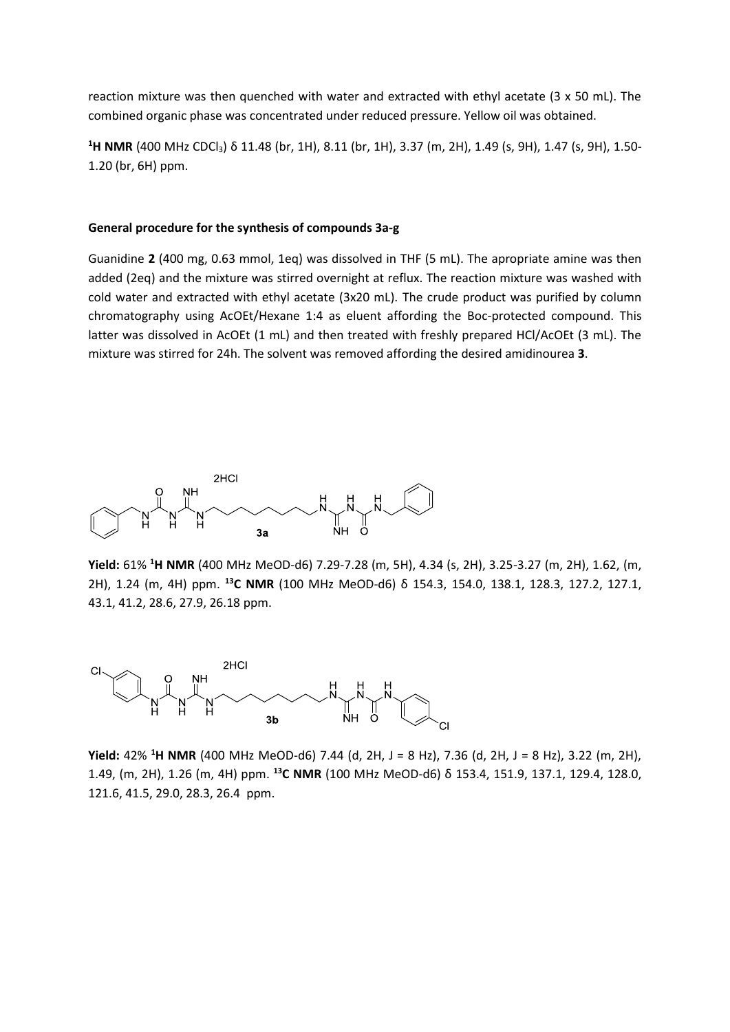reaction mixture was then quenched with water and extracted with ethyl acetate (3 x 50 mL). The combined organic phase was concentrated under reduced pressure. Yellow oil was obtained.

**$^1$H NMR** (400 MHz $CDCl_3$) δ 11.48 (br, 1H), 8.11 (br, 1H), 3.37 (m, 2H), 1.49 (s, 9H), 1.47 (s, 9H), 1.50-1.20 (br, 6H) ppm.

**General procedure for the synthesis of compounds 3a-g**

Guanidine **2** (400 mg, 0.63 mmol, 1eq) was dissolved in THF (5 mL). The apropriate amine was then added (2eq) and the mixture was stirred overnight at reflux. The reaction mixture was washed with cold water and extracted with ethyl acetate (3x20 mL). The crude product was purified by column chromatography using AcOEt/Hexane 1:4 as eluent affording the Boc-protected compound. This latter was dissolved in AcOEt (1 mL) and then treated with freshly prepared HCl/AcOEt (3 mL). The mixture was stirred for 24h. The solvent was removed affording the desired amidinourea **3**.

2HCl

**3a**

**Yield:** 61% **$^1$H NMR** (400 MHz MeOD-d6) 7.29-7.28 (m, 5H), 4.34 (s, 2H), 3.25-3.27 (m, 2H), 1.62, (m, 2H), 1.24 (m, 4H) ppm. **$^{13}$C NMR** (100 MHz MeOD-d6) δ 154.3, 154.0, 138.1, 128.3, 127.2, 127.1, 43.1, 41.2, 28.6, 27.9, 26.18 ppm.

2HCl

**3b**

**Yield:** 42% **$^1$H NMR** (400 MHz MeOD-d6) 7.44 (d, 2H, J = 8 Hz), 7.36 (d, 2H, J = 8 Hz), 3.22 (m, 2H), 1.49, (m, 2H), 1.26 (m, 4H) ppm. **$^{13}$C NMR** (100 MHz MeOD-d6) δ 153.4, 151.9, 137.1, 129.4, 128.0, 121.6, 41.5, 29.0, 28.3, 26.4 ppm.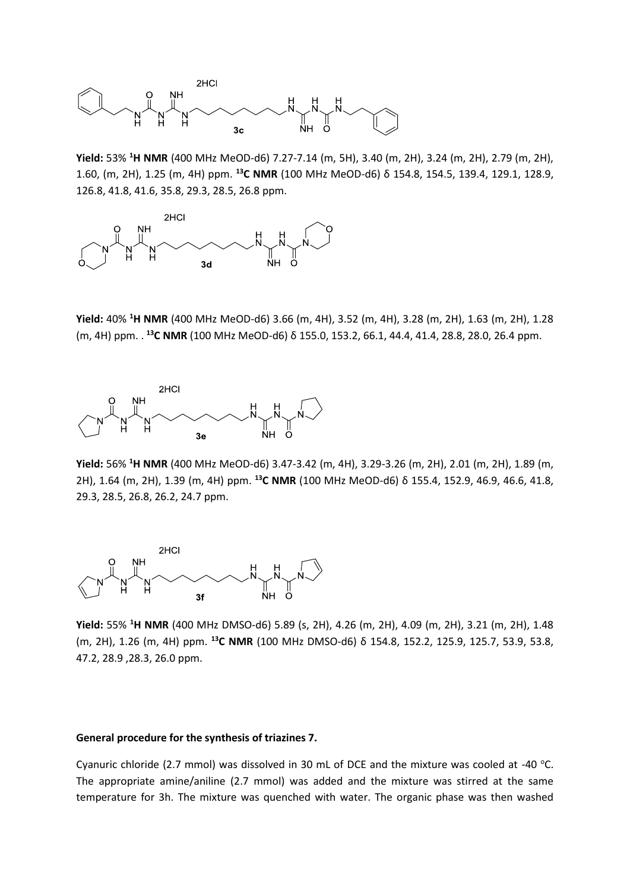**Yield:** 53% $^{1}$**H NMR** (400 MHz MeOD-d6) 7.27-7.14 (m, 5H), 3.40 (m, 2H), 3.24 (m, 2H), 2.79 (m, 2H), 1.60, (m, 2H), 1.25 (m, 4H) ppm. $^{13}$**C NMR** (100 MHz MeOD-d6) δ 154.8, 154.5, 139.4, 129.1, 128.9, 126.8, 41.8, 41.6, 35.8, 29.3, 28.5, 26.8 ppm.

**Yield:** 40% $^{1}$**H NMR** (400 MHz MeOD-d6) 3.66 (m, 4H), 3.52 (m, 4H), 3.28 (m, 2H), 1.63 (m, 2H), 1.28 (m, 4H) ppm. . $^{13}$**C NMR** (100 MHz MeOD-d6) δ 155.0, 153.2, 66.1, 44.4, 41.4, 28.8, 28.0, 26.4 ppm.

**Yield:** 56% $^{1}$**H NMR** (400 MHz MeOD-d6) 3.47-3.42 (m, 4H), 3.29-3.26 (m, 2H), 2.01 (m, 2H), 1.89 (m, 2H), 1.64 (m, 2H), 1.39 (m, 4H) ppm. $^{13}$**C NMR** (100 MHz MeOD-d6) δ 155.4, 152.9, 46.9, 46.6, 41.8, 29.3, 28.5, 26.8, 26.2, 24.7 ppm.

**Yield:** 55% $^{1}$**H NMR** (400 MHz DMSO-d6) 5.89 (s, 2H), 4.26 (m, 2H), 4.09 (m, 2H), 3.21 (m, 2H), 1.48 (m, 2H), 1.26 (m, 4H) ppm. $^{13}$**C NMR** (100 MHz DMSO-d6) δ 154.8, 152.2, 125.9, 125.7, 53.9, 53.8, 47.2, 28.9 ,28.3, 26.0 ppm.

**General procedure for the synthesis of triazines 7.**

Cyanuric chloride (2.7 mmol) was dissolved in 30 mL of DCE and the mixture was cooled at -40 °C. The appropriate amine/aniline (2.7 mmol) was added and the mixture was stirred at the same temperature for 3h. The mixture was quenched with water. The organic phase was then washed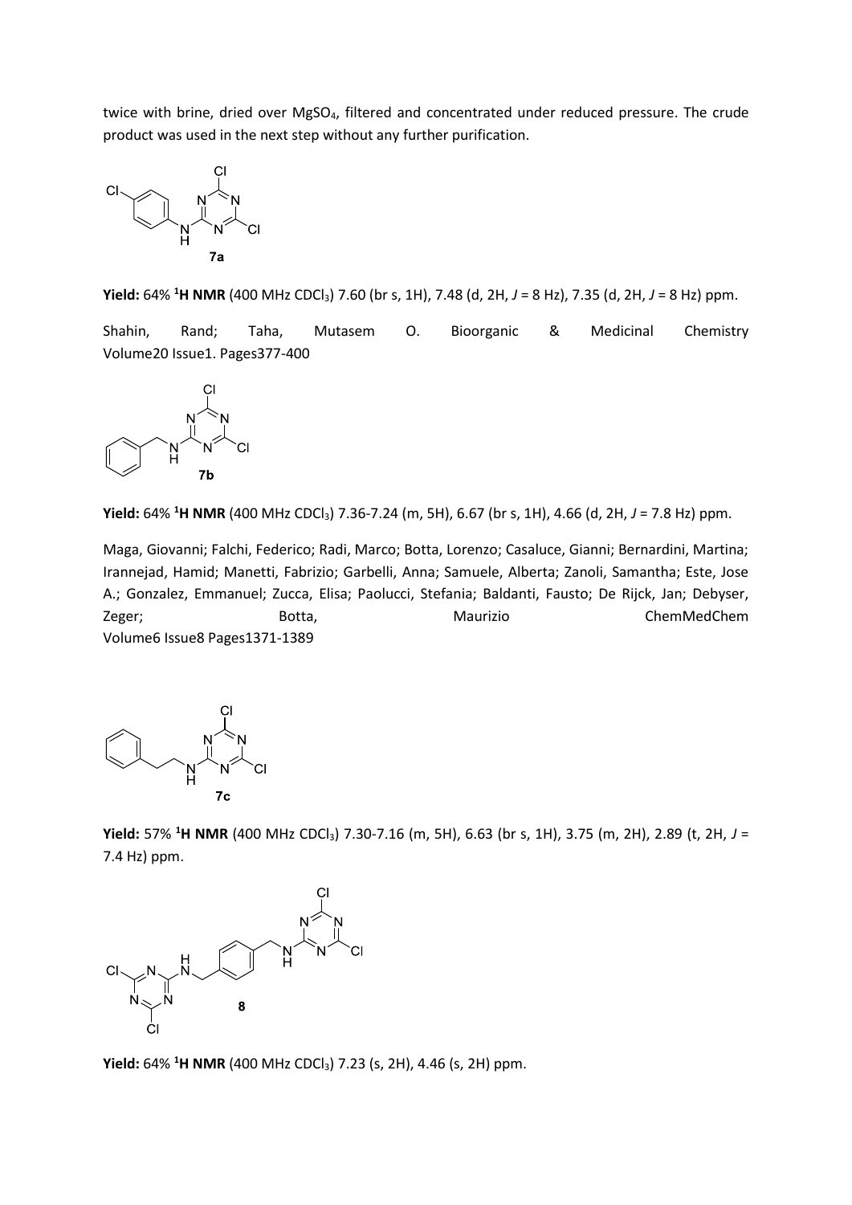twice with brine, dried over $MgSO_4$, filtered and concentrated under reduced pressure. The crude product was used in the next step without any further purification.

7a

**Yield:** 64% **$^1$H NMR** (400 MHz $CDCl_3$) 7.60 (br s, 1H), 7.48 (d, 2H, *J* = 8 Hz), 7.35 (d, 2H, *J* = 8 Hz) ppm.

Shahin, Rand; Taha, Mutasem O. Bioorganic & Medicinal Chemistry Volume20 Issue1. Pages377-400

7b

**Yield:** 64% **$^1$H NMR** (400 MHz $CDCl_3$) 7.36-7.24 (m, 5H), 6.67 (br s, 1H), 4.66 (d, 2H, *J* = 7.8 Hz) ppm.

Maga, Giovanni; Falchi, Federico; Radi, Marco; Botta, Lorenzo; Casaluce, Gianni; Bernardini, Martina; Irannejad, Hamid; Manetti, Fabrizio; Garbelli, Anna; Samuele, Alberta; Zanoli, Samantha; Este, Jose A.; Gonzalez, Emmanuel; Zucca, Elisa; Paolucci, Stefania; Baldanti, Fausto; De Rijck, Jan; Debyser, Zeger; Botta, Maurizio ChemMedChem Volume6 Issue8 Pages1371-1389

7c

**Yield:** 57% **$^1$H NMR** (400 MHz $CDCl_3$) 7.30-7.16 (m, 5H), 6.63 (br s, 1H), 3.75 (m, 2H), 2.89 (t, 2H, *J* = 7.4 Hz) ppm.

8

**Yield:** 64% **$^1$H NMR** (400 MHz $CDCl_3$) 7.23 (s, 2H), 4.46 (s, 2H) ppm.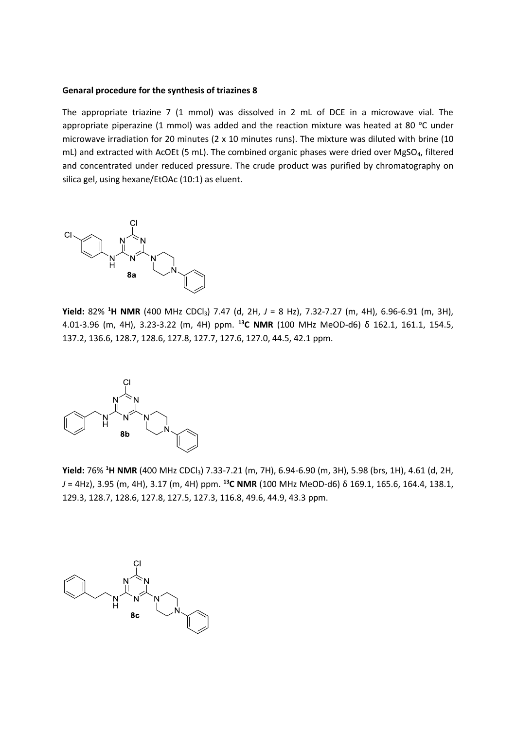**Genaral procedure for the synthesis of triazines 8**

The appropriate triazine 7 (1 mmol) was dissolved in 2 mL of DCE in a microwave vial. The appropriate piperazine (1 mmol) was added and the reaction mixture was heated at 80 °C under microwave irradiation for 20 minutes (2 x 10 minutes runs). The mixture was diluted with brine (10 mL) and extracted with AcOEt (5 mL). The combined organic phases were dried over $MgSO_4$, filtered and concentrated under reduced pressure. The crude product was purified by chromatography on silica gel, using hexane/EtOAc (10:1) as eluent.

**8a**

**Yield:** 82% **$^1$H NMR** (400 MHz $CDCl_3$) 7.47 (d, 2H, $J$ = 8 Hz), 7.32-7.27 (m, 4H), 6.96-6.91 (m, 3H), 4.01-3.96 (m, 4H), 3.23-3.22 (m, 4H) ppm. **$^{13}$C NMR** (100 MHz MeOD-d6) δ 162.1, 161.1, 154.5, 137.2, 136.6, 128.7, 128.6, 127.8, 127.7, 127.6, 127.0, 44.5, 42.1 ppm.

**8b**

**Yield:** 76% **$^1$H NMR** (400 MHz $CDCl_3$) 7.33-7.21 (m, 7H), 6.94-6.90 (m, 3H), 5.98 (brs, 1H), 4.61 (d, 2H, $J$ = 4Hz), 3.95 (m, 4H), 3.17 (m, 4H) ppm. **$^{13}$C NMR** (100 MHz MeOD-d6) δ 169.1, 165.6, 164.4, 138.1, 129.3, 128.7, 128.6, 127.8, 127.5, 127.3, 116.8, 49.6, 44.9, 43.3 ppm.

**8c**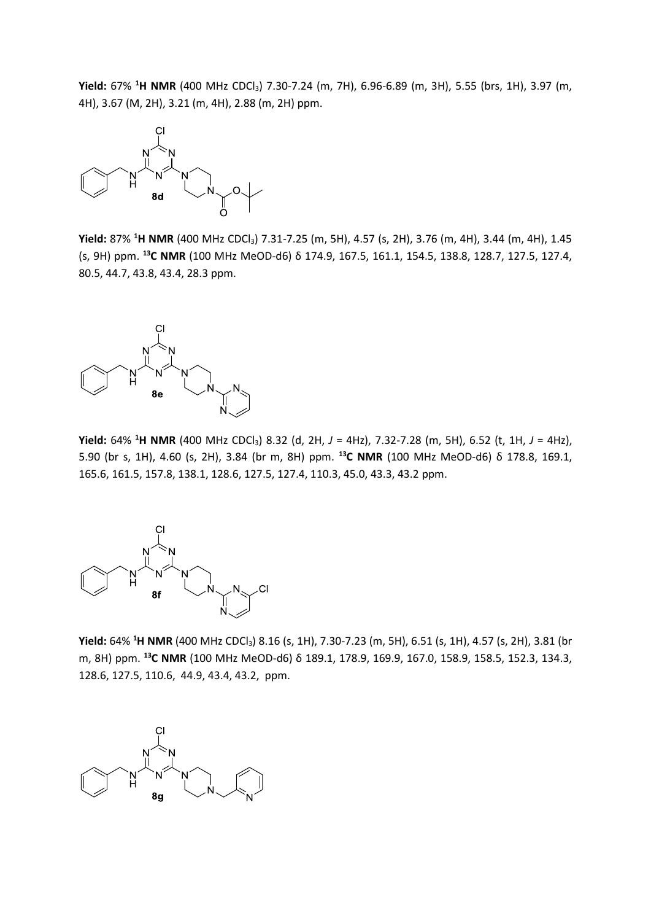**Yield:** 67% $^{1}$**H NMR** (400 MHz $CDCl_3$) 7.30-7.24 (m, 7H), 6.96-6.89 (m, 3H), 5.55 (brs, 1H), 3.97 (m, 4H), 3.67 (M, 2H), 3.21 (m, 4H), 2.88 (m, 2H) ppm.

**8d**

**Yield:** 87% $^{1}$**H NMR** (400 MHz $CDCl_3$) 7.31-7.25 (m, 5H), 4.57 (s, 2H), 3.76 (m, 4H), 3.44 (m, 4H), 1.45 (s, 9H) ppm. $^{13}$**C NMR** (100 MHz MeOD-d6) δ 174.9, 167.5, 161.1, 154.5, 138.8, 128.7, 127.5, 127.4, 80.5, 44.7, 43.8, 43.4, 28.3 ppm.

**8e**

**Yield:** 64% $^{1}$**H NMR** (400 MHz $CDCl_3$) 8.32 (d, 2H, *J* = 4Hz), 7.32-7.28 (m, 5H), 6.52 (t, 1H, *J* = 4Hz), 5.90 (br s, 1H), 4.60 (s, 2H), 3.84 (br m, 8H) ppm. $^{13}$**C NMR** (100 MHz MeOD-d6) δ 178.8, 169.1, 165.6, 161.5, 157.8, 138.1, 128.6, 127.5, 127.4, 110.3, 45.0, 43.3, 43.2 ppm.

**8f**

**Yield:** 64% $^{1}$**H NMR** (400 MHz $CDCl_3$) 8.16 (s, 1H), 7.30-7.23 (m, 5H), 6.51 (s, 1H), 4.57 (s, 2H), 3.81 (br m, 8H) ppm. $^{13}$**C NMR** (100 MHz MeOD-d6) δ 189.1, 178.9, 169.9, 167.0, 158.9, 158.5, 152.3, 134.3, 128.6, 127.5, 110.6, 44.9, 43.4, 43.2, ppm.

**8g**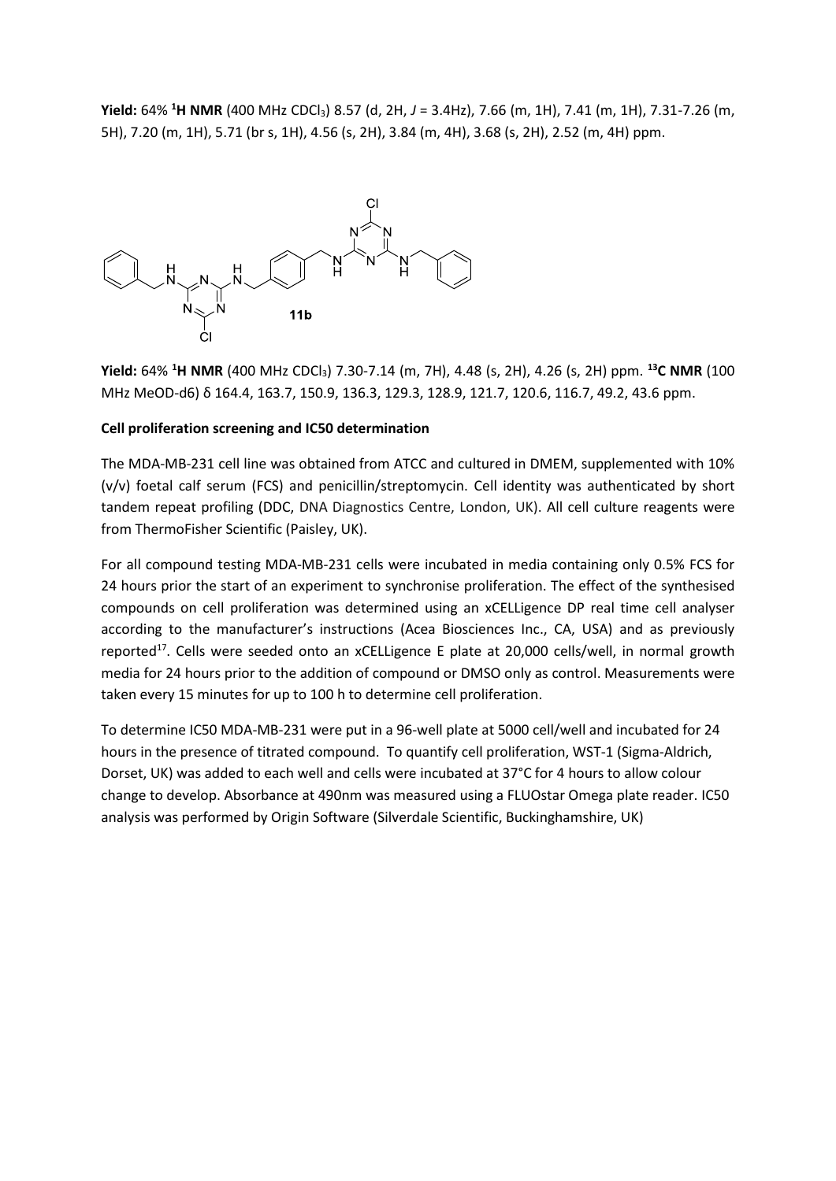**Yield:** 64% **$^1$H NMR** (400 MHz $CDCl_3$) 8.57 (d, 2H, *J* = 3.4Hz), 7.66 (m, 1H), 7.41 (m, 1H), 7.31-7.26 (m, 5H), 7.20 (m, 1H), 5.71 (br s, 1H), 4.56 (s, 2H), 3.84 (m, 4H), 3.68 (s, 2H), 2.52 (m, 4H) ppm.

**11b**

**Yield:** 64% **$^1$H NMR** (400 MHz $CDCl_3$) 7.30-7.14 (m, 7H), 4.48 (s, 2H), 4.26 (s, 2H) ppm. **$^{13}$C NMR** (100 MHz MeOD-d6) δ 164.4, 163.7, 150.9, 136.3, 129.3, 128.9, 121.7, 120.6, 116.7, 49.2, 43.6 ppm.

**Cell proliferation screening and IC50 determination**

The MDA-MB-231 cell line was obtained from ATCC and cultured in DMEM, supplemented with 10% (v/v) foetal calf serum (FCS) and penicillin/streptomycin. Cell identity was authenticated by short tandem repeat profiling (DDC, DNA Diagnostics Centre, London, UK). All cell culture reagents were from ThermoFisher Scientific (Paisley, UK).

For all compound testing MDA-MB-231 cells were incubated in media containing only 0.5% FCS for 24 hours prior the start of an experiment to synchronise proliferation. The effect of the synthesised compounds on cell proliferation was determined using an xCELLigence DP real time cell analyser according to the manufacturer's instructions (Acea Biosciences Inc., CA, USA) and as previously reported[17]. Cells were seeded onto an xCELLigence E plate at 20,000 cells/well, in normal growth media for 24 hours prior to the addition of compound or DMSO only as control. Measurements were taken every 15 minutes for up to 100 h to determine cell proliferation.

To determine IC50 MDA-MB-231 were put in a 96-well plate at 5000 cell/well and incubated for 24 hours in the presence of titrated compound. To quantify cell proliferation, WST-1 (Sigma-Aldrich, Dorset, UK) was added to each well and cells were incubated at 37°C for 4 hours to allow colour change to develop. Absorbance at 490nm was measured using a FLUOstar Omega plate reader. IC50 analysis was performed by Origin Software (Silverdale Scientific, Buckinghamshire, UK)